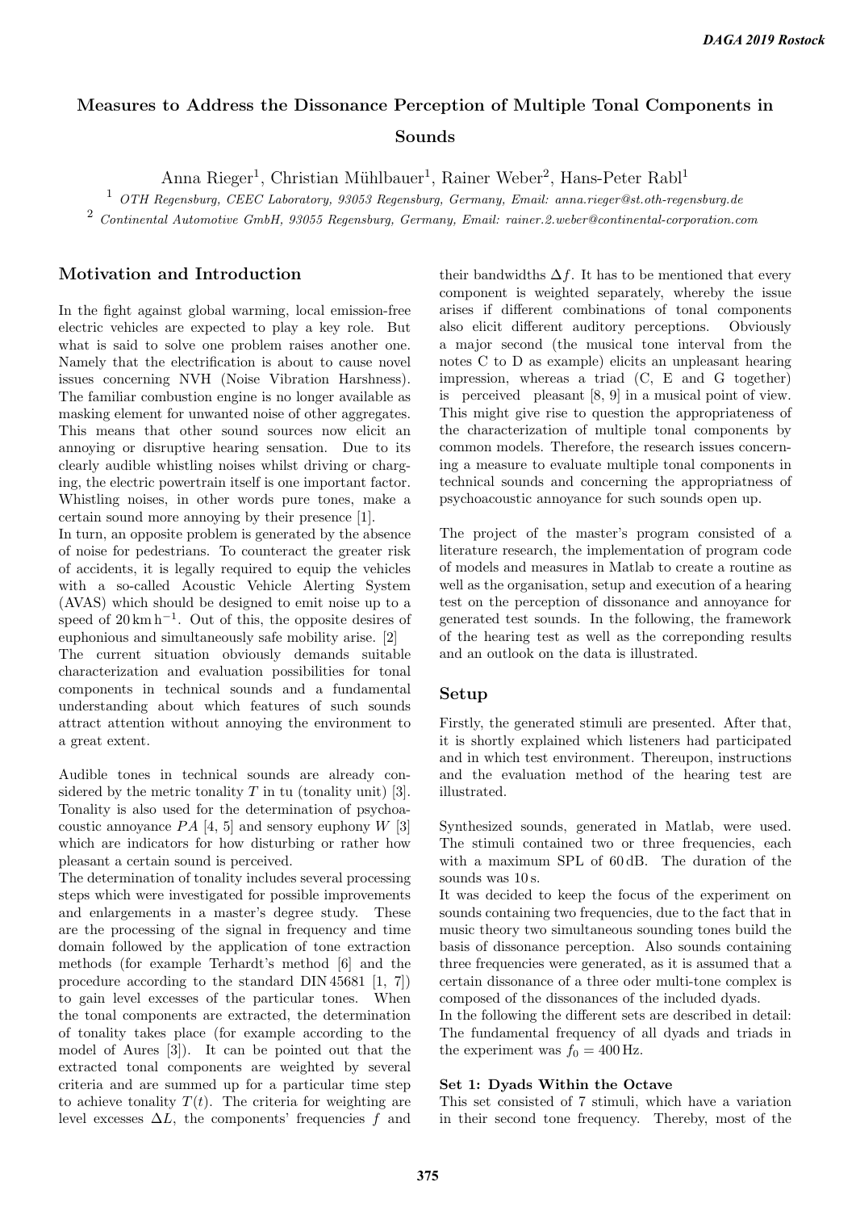# Measures to Address the Dissonance Perception of Multiple Tonal Components in Sounds

Anna Rieger[1], Christian Mühlbauer[1], Rainer Weber[2], Hans-Peter Rabl[1]

[1] *OTH Regensburg, CEEC Laboratory, 93053 Regensburg, Germany, Email: anna.rieger@st.oth-regensburg.de*

[2] *Continental Automotive GmbH, 93055 Regensburg, Germany, Email: rainer.2.weber@continental-corporation.com*

## Motivation and Introduction

In the fight against global warming, local emission-free electric vehicles are expected to play a key role. But what is said to solve one problem raises another one. Namely that the electrification is about to cause novel issues concerning NVH (Noise Vibration Harshness). The familiar combustion engine is no longer available as masking element for unwanted noise of other aggregates. This means that other sound sources now elicit an annoying or disruptive hearing sensation. Due to its clearly audible whistling noises whilst driving or charging, the electric powertrain itself is one important factor. Whistling noises, in other words pure tones, make a certain sound more annoying by their presence [1].

In turn, an opposite problem is generated by the absence of noise for pedestrians. To counteract the greater risk of accidents, it is legally required to equip the vehicles with a so-called Acoustic Vehicle Alerting System (AVAS) which should be designed to emit noise up to a speed of $20\,\mathrm{km\,h^{-1}}$. Out of this, the opposite desires of euphonious and simultaneously safe mobility arise. [2]

The current situation obviously demands suitable characterization and evaluation possibilities for tonal components in technical sounds and a fundamental understanding about which features of such sounds attract attention without annoying the environment to a great extent.

Audible tones in technical sounds are already considered by the metric tonality $T$ in tu (tonality unit) [3]. Tonality is also used for the determination of psychoacoustic annoyance $PA$ [4, 5] and sensory euphony $W$ [3] which are indicators for how disturbing or rather how pleasant a certain sound is perceived.

The determination of tonality includes several processing steps which were investigated for possible improvements and enlargements in a master's degree study. These are the processing of the signal in frequency and time domain followed by the application of tone extraction methods (for example Terhardt's method [6] and the procedure according to the standard DIN 45681 [1, 7]) to gain level excesses of the particular tones. When the tonal components are extracted, the determination of tonality takes place (for example according to the model of Aures [3]). It can be pointed out that the extracted tonal components are weighted by several criteria and are summed up for a particular time step to achieve tonality $T(t)$. The criteria for weighting are level excesses $\Delta L$, the components' frequencies $f$ and their bandwidths $\Delta f$. It has to be mentioned that every component is weighted separately, whereby the issue arises if different combinations of tonal components also elicit different auditory perceptions. Obviously a major second (the musical tone interval from the notes C to D as example) elicits an unpleasant hearing impression, whereas a triad (C, E and G together) is perceived pleasant [8, 9] in a musical point of view. This might give rise to question the appropriateness of the characterization of multiple tonal components by common models. Therefore, the research issues concerning a measure to evaluate multiple tonal components in technical sounds and concerning the appropriatness of psychoacoustic annoyance for such sounds open up.

The project of the master's program consisted of a literature research, the implementation of program code of models and measures in Matlab to create a routine as well as the organisation, setup and execution of a hearing test on the perception of dissonance and annoyance for generated test sounds. In the following, the framework of the hearing test as well as the correponding results and an outlook on the data is illustrated.

## Setup

Firstly, the generated stimuli are presented. After that, it is shortly explained which listeners had participated and in which test environment. Thereupon, instructions and the evaluation method of the hearing test are illustrated.

Synthesized sounds, generated in Matlab, were used. The stimuli contained two or three frequencies, each with a maximum SPL of 60 dB. The duration of the sounds was 10 s.

It was decided to keep the focus of the experiment on sounds containing two frequencies, due to the fact that in music theory two simultaneous sounding tones build the basis of dissonance perception. Also sounds containing three frequencies were generated, as it is assumed that a certain dissonance of a three oder multi-tone complex is composed of the dissonances of the included dyads.

In the following the different sets are described in detail: The fundamental frequency of all dyads and triads in the experiment was $f_0 = 400\,\mathrm{Hz}$.

### Set 1: Dyads Within the Octave

This set consisted of 7 stimuli, which have a variation in their second tone frequency. Thereby, most of the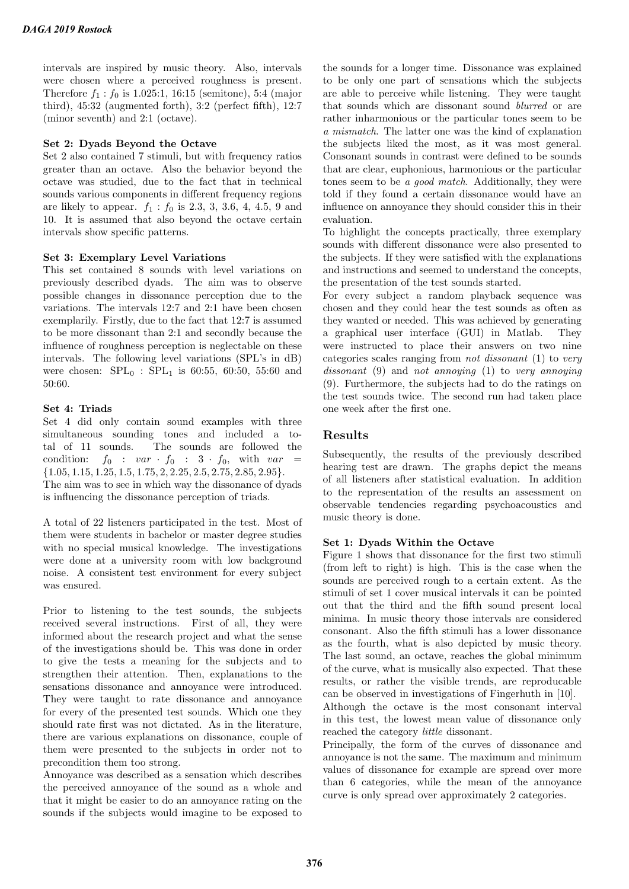intervals are inspired by music theory. Also, intervals were chosen where a perceived roughness is present. Therefore $f_1 : f_0$ is 1.025:1, 16:15 (semitone), 5:4 (major third), 45:32 (augmented forth), 3:2 (perfect fifth), 12:7 (minor seventh) and 2:1 (octave).

**Set 2: Dyads Beyond the Octave**

Set 2 also contained 7 stimuli, but with frequency ratios greater than an octave. Also the behavior beyond the octave was studied, due to the fact that in technical sounds various components in different frequency regions are likely to appear. $f_1 : f_0$ is 2.3, 3, 3.6, 4, 4.5, 9 and 10. It is assumed that also beyond the octave certain intervals show specific patterns.

**Set 3: Exemplary Level Variations**

This set contained 8 sounds with level variations on previously described dyads. The aim was to observe possible changes in dissonance perception due to the variations. The intervals 12:7 and 2:1 have been chosen exemplarily. Firstly, due to the fact that 12:7 is assumed to be more dissonant than 2:1 and secondly because the influence of roughness perception is neglectable on these intervals. The following level variations (SPL's in dB) were chosen: $\mathrm{SPL}_0 : \mathrm{SPL}_1$ is 60:55, 60:50, 55:60 and 50:60.

**Set 4: Triads**

Set 4 did only contain sound examples with three simultaneous sounding tones and included a total of 11 sounds. The sounds are followed the condition: $f_0 : var \cdot f_0 : 3 \cdot f_0$, with $var = \{1.05, 1.15, 1.25, 1.5, 1.75, 2, 2.25, 2.5, 2.75, 2.85, 2.95\}$.
The aim was to see in which way the dissonance of dyads is influencing the dissonance perception of triads.

A total of 22 listeners participated in the test. Most of them were students in bachelor or master degree studies with no special musical knowledge. The investigations were done at a university room with low background noise. A consistent test environment for every subject was ensured.

Prior to listening to the test sounds, the subjects received several instructions. First of all, they were informed about the research project and what the sense of the investigations should be. This was done in order to give the tests a meaning for the subjects and to strengthen their attention. Then, explanations to the sensations dissonance and annoyance were introduced. They were taught to rate dissonance and annoyance for every of the presented test sounds. Which one they should rate first was not dictated. As in the literature, there are various explanations on dissonance, couple of them were presented to the subjects in order not to precondition them too strong.
Annoyance was described as a sensation which describes the perceived annoyance of the sound as a whole and that it might be easier to do an annoyance rating on the sounds if the subjects would imagine to be exposed to the sounds for a longer time. Dissonance was explained to be only one part of sensations which the subjects are able to perceive while listening. They were taught that sounds which are dissonant sound *blurred* or are rather inharmonious or the particular tones seem to be *a mismatch*. The latter one was the kind of explanation the subjects liked the most, as it was most general. Consonant sounds in contrast were defined to be sounds that are clear, euphonious, harmonious or the particular tones seem to be *a good match*. Additionally, they were told if they found a certain dissonance would have an influence on annoyance they should consider this in their evaluation.
To highlight the concepts practically, three exemplary sounds with different dissonance were also presented to the subjects. If they were satisfied with the explanations and instructions and seemed to understand the concepts, the presentation of the test sounds started.
For every subject a random playback sequence was chosen and they could hear the test sounds as often as they wanted or needed. This was achieved by generating a graphical user interface (GUI) in Matlab. They were instructed to place their answers on two nine categories scales ranging from *not dissonant* (1) to *very dissonant* (9) and *not annoying* (1) to *very annoying* (9). Furthermore, the subjects had to do the ratings on the test sounds twice. The second run had taken place one week after the first one.

## Results

Subsequently, the results of the previously described hearing test are drawn. The graphs depict the means of all listeners after statistical evaluation. In addition to the representation of the results an assessment on observable tendencies regarding psychoacoustics and music theory is done.

**Set 1: Dyads Within the Octave**

Figure 1 shows that dissonance for the first two stimuli (from left to right) is high. This is the case when the sounds are perceived rough to a certain extent. As the stimuli of set 1 cover musical intervals it can be pointed out that the third and the fifth sound present local minima. In music theory those intervals are considered consonant. Also the fifth stimuli has a lower dissonance as the fourth, what is also depicted by music theory. The last sound, an octave, reaches the global minimum of the curve, what is musically also expected. That these results, or rather the visible trends, are reproducable can be observed in investigations of Fingerhuth in [10].
Although the octave is the most consonant interval in this test, the lowest mean value of dissonance only reached the category *little* dissonant.
Principally, the form of the curves of dissonance and annoyance is not the same. The maximum and minimum values of dissonance for example are spread over more than 6 categories, while the mean of the annoyance curve is only spread over approximately 2 categories.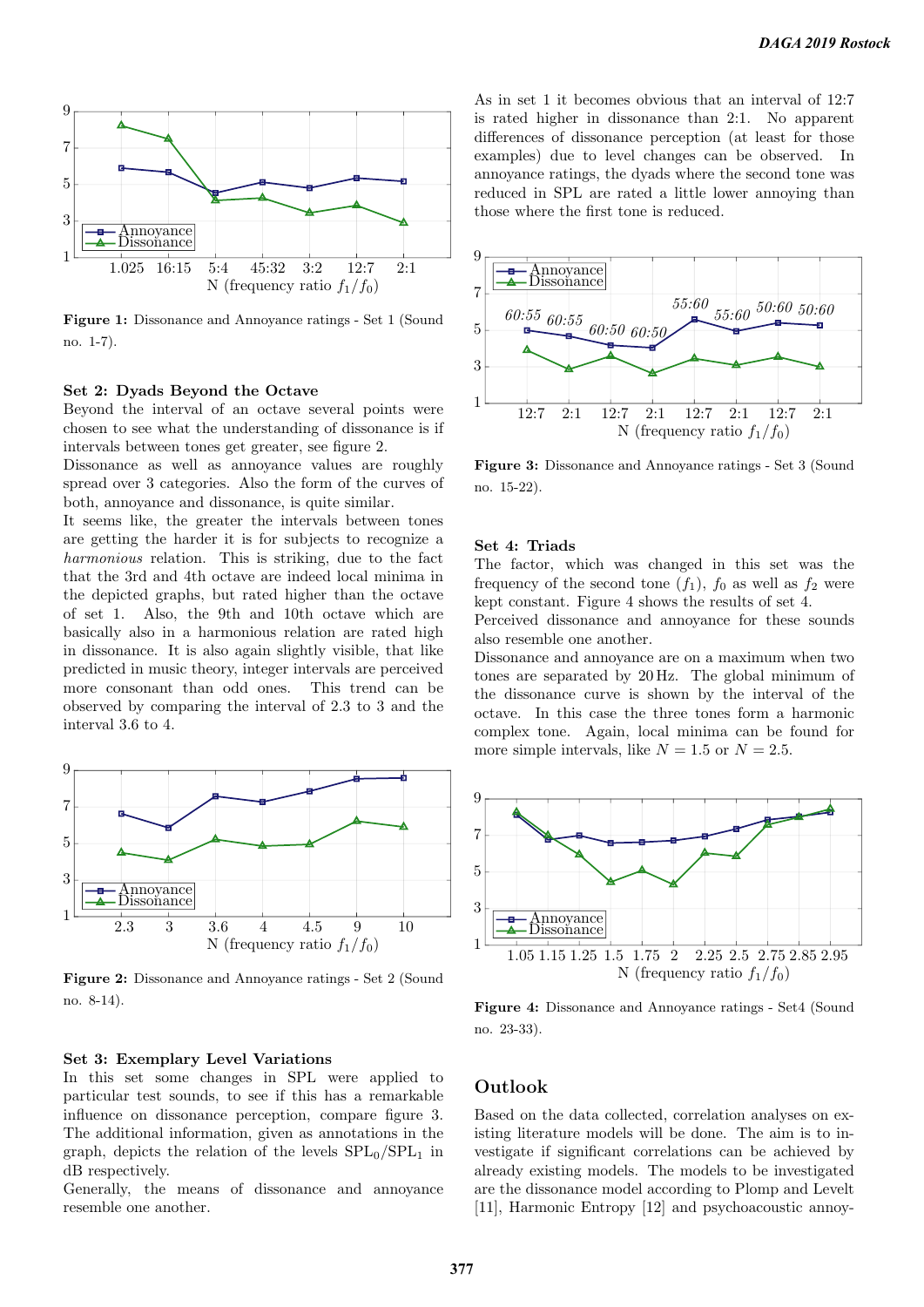Figure 1: Dissonance and Annoyance ratings - Set 1 (Sound no. 1-7).

### Set 2: Dyads Beyond the Octave

Beyond the interval of an octave several points were chosen to see what the understanding of dissonance is if intervals between tones get greater, see figure 2.

Dissonance as well as annoyance values are roughly spread over 3 categories. Also the form of the curves of both, annoyance and dissonance, is quite similar.

It seems like, the greater the intervals between tones are getting the harder it is for subjects to recognize a *harmonious* relation. This is striking, due to the fact that the 3rd and 4th octave are indeed local minima in the depicted graphs, but rated higher than the octave of set 1. Also, the 9th and 10th octave which are basically also in a harmonious relation are rated high in dissonance. It is also again slightly visible, that like predicted in music theory, integer intervals are perceived more consonant than odd ones. This trend can be observed by comparing the interval of 2.3 to 3 and the interval 3.6 to 4.

Figure 2: Dissonance and Annoyance ratings - Set 2 (Sound no. 8-14).

### Set 3: Exemplary Level Variations

In this set some changes in SPL were applied to particular test sounds, to see if this has a remarkable influence on dissonance perception, compare figure 3. The additional information, given as annotations in the graph, depicts the relation of the levels $SPL_0/SPL_1$ in dB respectively.

Generally, the means of dissonance and annoyance resemble one another.

As in set 1 it becomes obvious that an interval of 12:7 is rated higher in dissonance than 2:1. No apparent differences of dissonance perception (at least for those examples) due to level changes can be observed. In annoyance ratings, the dyads where the second tone was reduced in SPL are rated a little lower annoying than those where the first tone is reduced.

Figure 3: Dissonance and Annoyance ratings - Set 3 (Sound no. 15-22).

### Set 4: Triads

The factor, which was changed in this set was the frequency of the second tone ($f_1$), $f_0$ as well as $f_2$ were kept constant. Figure 4 shows the results of set 4.

Perceived dissonance and annoyance for these sounds also resemble one another.

Dissonance and annoyance are on a maximum when two tones are separated by 20 Hz. The global minimum of the dissonance curve is shown by the interval of the octave. In this case the three tones form a harmonic complex tone. Again, local minima can be found for more simple intervals, like $N = 1.5$ or $N = 2.5$.

Figure 4: Dissonance and Annoyance ratings - Set4 (Sound no. 23-33).

## Outlook

Based on the data collected, correlation analyses on existing literature models will be done. The aim is to investigate if significant correlations can be achieved by already existing models. The models to be investigated are the dissonance model according to Plomp and Levelt [11], Harmonic Entropy [12] and psychoacoustic annoy-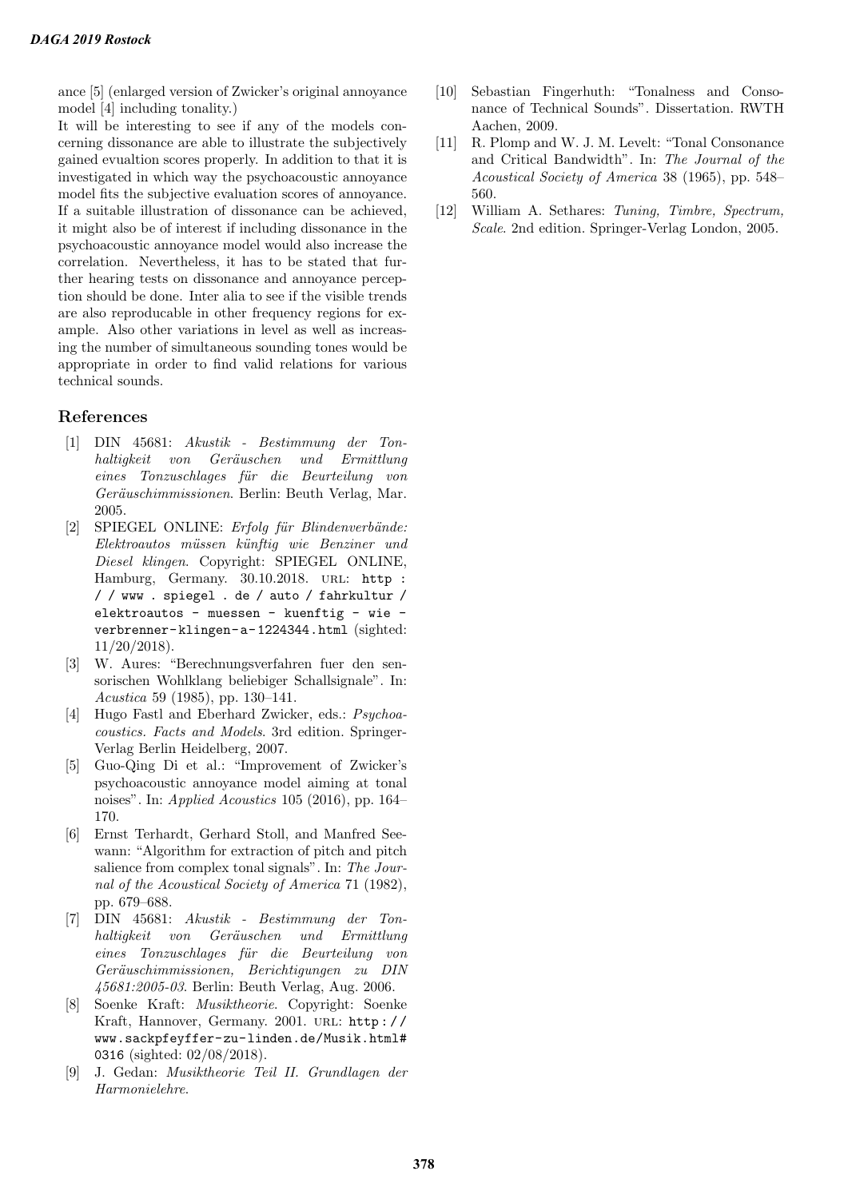ance [5] (enlarged version of Zwicker's original annoyance model [4] including tonality.)

It will be interesting to see if any of the models concerning dissonance are able to illustrate the subjectively gained evualtion scores properly. In addition to that it is investigated in which way the psychoacoustic annoyance model fits the subjective evaluation scores of annoyance. If a suitable illustration of dissonance can be achieved, it might also be of interest if including dissonance in the psychoacoustic annoyance model would also increase the correlation. Nevertheless, it has to be stated that further hearing tests on dissonance and annoyance perception should be done. Inter alia to see if the visible trends are also reproducable in other frequency regions for example. Also other variations in level as well as increasing the number of simultaneous sounding tones would be appropriate in order to find valid relations for various technical sounds.

## References

[1] DIN 45681: *Akustik - Bestimmung der Tonhaltigkeit von Geräuschen und Ermittlung eines Tonzuschlages für die Beurteilung von Geräuschimmissionen*. Berlin: Beuth Verlag, Mar. 2005.

[2] SPIEGEL ONLINE: *Erfolg für Blindenverbände: Elektroautos müssen künftig wie Benziner und Diesel klingen*. Copyright: SPIEGEL ONLINE, Hamburg, Germany. 30.10.2018. URL: `http://www.spiegel.de/auto/fahrkultur/elektroautos-muessen-kuenftig-wie-verbrenner-klingen-a-1224344.html` (sighted: 11/20/2018).

[3] W. Aures: "Berechnungsverfahren fuer den sensorischen Wohlklang beliebiger Schallsignale". In: *Acustica* 59 (1985), pp. 130–141.

[4] Hugo Fastl and Eberhard Zwicker, eds.: *Psychoacoustics. Facts and Models*. 3rd edition. Springer-Verlag Berlin Heidelberg, 2007.

[5] Guo-Qing Di et al.: "Improvement of Zwicker's psychoacoustic annoyance model aiming at tonal noises". In: *Applied Acoustics* 105 (2016), pp. 164–170.

[6] Ernst Terhardt, Gerhard Stoll, and Manfred Seewann: "Algorithm for extraction of pitch and pitch salience from complex tonal signals". In: *The Journal of the Acoustical Society of America* 71 (1982), pp. 679–688.

[7] DIN 45681: *Akustik - Bestimmung der Tonhaltigkeit von Geräuschen und Ermittlung eines Tonzuschlages für die Beurteilung von Geräuschimmissionen, Berichtigungen zu DIN 45681:2005-03*. Berlin: Beuth Verlag, Aug. 2006.

[8] Soenke Kraft: *Musiktheorie*. Copyright: Soenke Kraft, Hannover, Germany. 2001. URL: `http://www.sackpfeyffer-zu-linden.de/Musik.html#0316` (sighted: 02/08/2018).

[9] J. Gedan: *Musiktheorie Teil II. Grundlagen der Harmonielehre*.

[10] Sebastian Fingerhuth: "Tonalness and Consonance of Technical Sounds". Dissertation. RWTH Aachen, 2009.

[11] R. Plomp and W. J. M. Levelt: "Tonal Consonance and Critical Bandwidth". In: *The Journal of the Acoustical Society of America* 38 (1965), pp. 548–560.

[12] William A. Sethares: *Tuning, Timbre, Spectrum, Scale*. 2nd edition. Springer-Verlag London, 2005.